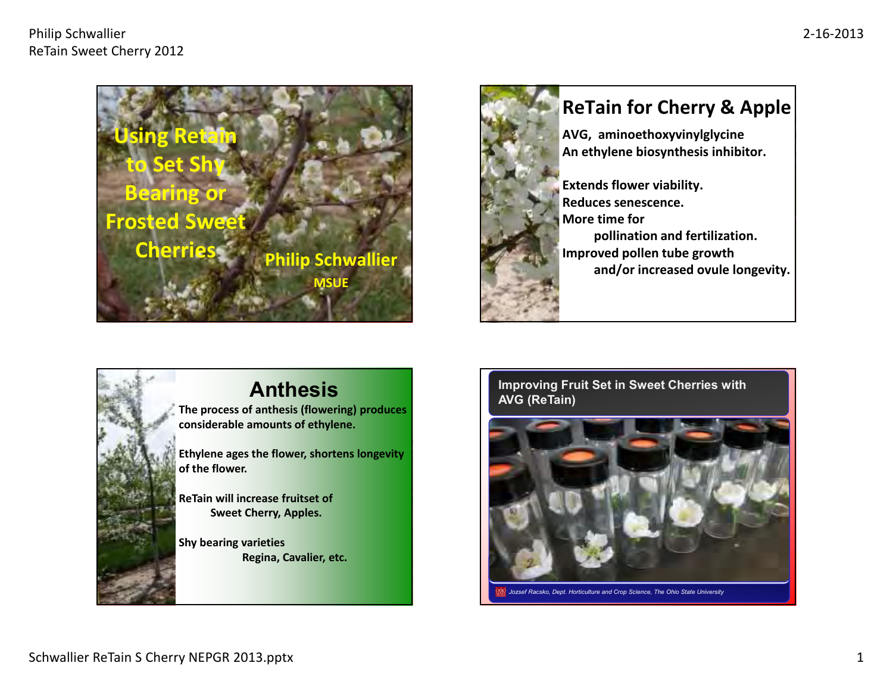# Using Retain to Set Shy Bearing or Frosted Sweet Cherries

Philip Schwallier

MSUE

## ReTain for Cherry & Apple

**AVG, aminoethoxyvinylglycine**
**An ethylene biosynthesis inhibitor.**

**Extends flower viability.**
**Reduces senescence.**
**More time for**
**pollination and fertilization.**
**Improved pollen tube growth**
**and/or increased ovule longevity.**

## Anthesis

**The process of anthesis (flowering) produces considerable amounts of ethylene.**

**Ethylene ages the flower, shortens longevity of the flower.**

**ReTain will increase fruitset of**
**Sweet Cherry, Apples.**

**Shy bearing varieties**
**Regina, Cavalier, etc.**

## Improving Fruit Set in Sweet Cherries with AVG (ReTain)

*Jozsef Racsko, Dept. Horticulture and Crop Science, The Ohio State University*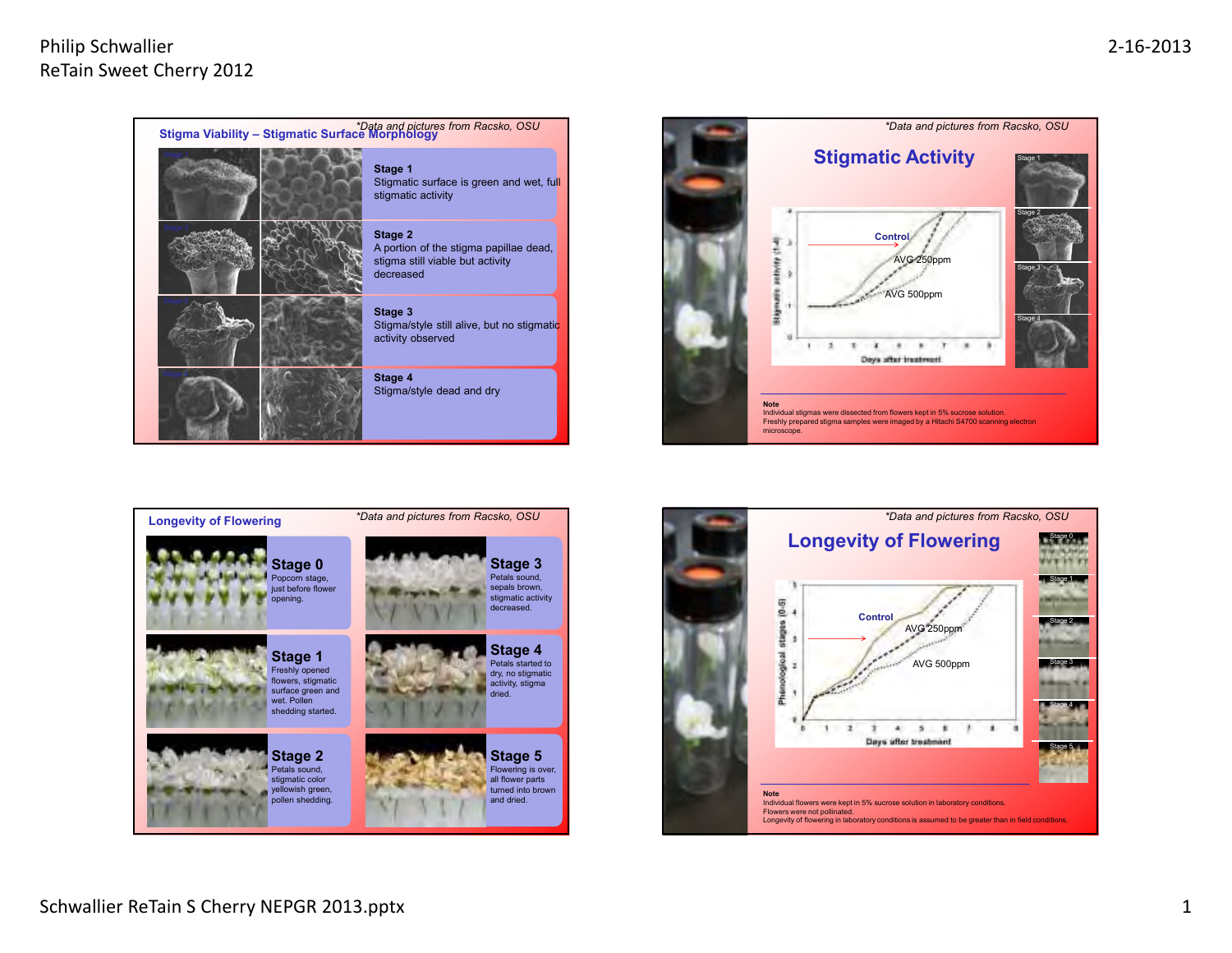Philip Schwallier
ReTain Sweet Cherry 2012

2-16-2013

## Stigma Viability – Stigmatic Surface Morphology

*Data and pictures from Racsko, OSU

**Stage 1**
Stigmatic surface is green and wet, full stigmatic activity

**Stage 2**
A portion of the stigma papillae dead, stigma still viable but activity decreased

**Stage 3**
Stigma/style still alive, but no stigmatic activity observed

**Stage 4**
Stigma/style dead and dry

## Stigmatic Activity

*Data and pictures from Racsko, OSU

Control

AVG 250ppm

AVG 500ppm

Stigmatic activity (1-4)

Days after treatment

Stage 1, Stage 2, Stage 3, Stage 4

**Note**
Individual stigmas were dissected from flowers kept in 5% sucrose solution.
Freshly prepared stigma samples were imaged by a Hitachi S4700 scanning electron microscope.

## Longevity of Flowering

*Data and pictures from Racsko, OSU

**Stage 0**
Popcorn stage, just before flower opening.

**Stage 1**
Freshly opened flowers, stigmatic surface green and wet. Pollen shedding started.

**Stage 2**
Petals sound, stigmatic color yellowish green, pollen shedding.

**Stage 3**
Petals sound, sepals brown, stigmatic activity decreased.

**Stage 4**
Petals started to dry, no stigmatic activity, stigma dried.

**Stage 5**
Flowering is over, all flower parts turned into brown and dried.

## Longevity of Flowering

*Data and pictures from Racsko, OSU

Control

AVG 250ppm

AVG 500ppm

Phenological stages (0-5)

Days after treatment

Stage 0, Stage 1, Stage 2, Stage 3, Stage 4, Stage 5

**Note**
Individual flowers were kept in 5% sucrose solution in laboratory conditions.
Flowers were not pollinated.
Longevity of flowering in laboratory conditions is assumed to be greater than in field conditions.

Schwallier ReTain S Cherry NEPGR 2013.pptx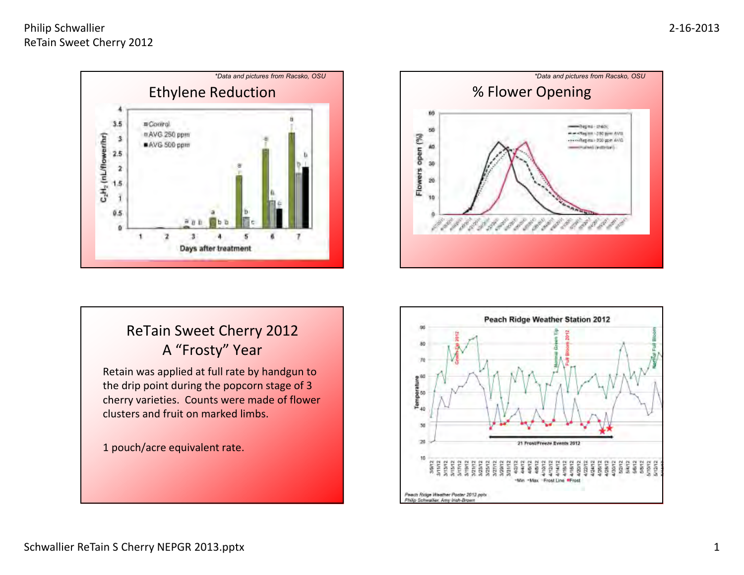## Ethylene Reduction

*\*Data and pictures from Racsko, OSU*

$C_2H_2$ (nL/flower/hr)

- Control
- AVG 250 ppm
- AVG 500 ppm

Days after treatment

## % Flower Opening

*\*Data and pictures from Racsko, OSU*

Flowers open (%)

## ReTain Sweet Cherry 2012 A "Frosty" Year

Retain was applied at full rate by handgun to the drip point during the popcorn stage of 3 cherry varieties. Counts were made of flower clusters and fruit on marked limbs.

1 pouch/acre equivalent rate.

## Peach Ridge Weather Station 2012

Green Tip 2012 · Normal Green Tip · Full Bloom 2012 · Normal Full Bloom

21 Frost/Freeze Events 2012

Min · Max · Frost Line · Frost

*Peach Ridge Weather Poster 2012 pptx*
*Philip Schwallier, Amy Irish-Brown*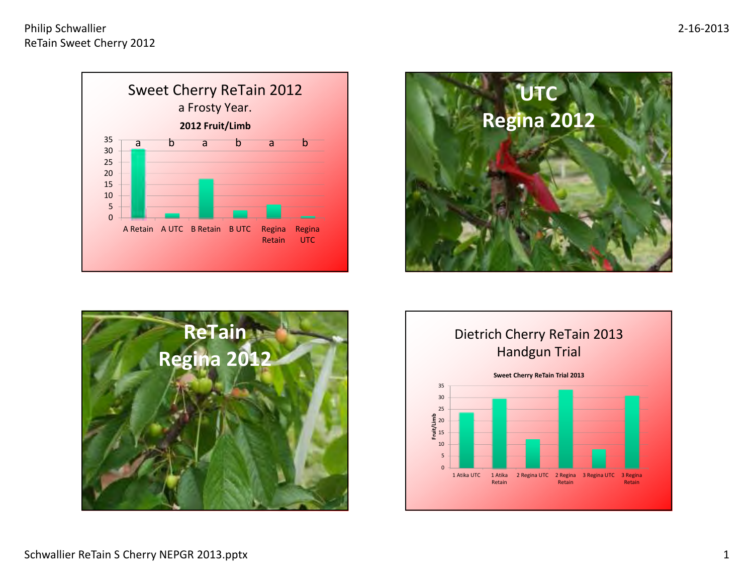## Sweet Cherry ReTain 2012

a Frosty Year.

**2012 Fruit/Limb**

| | A Retain | A UTC | B Retain | B UTC | Regina Retain | Regina UTC |
|---|---|---|---|---|---|---|
| Significance | a | b | a | b | a | b |

## UTC Regina 2012

## ReTain Regina 2012

## Dietrich Cherry ReTain 2013 Handgun Trial

**Sweet Cherry ReTain Trial 2013**

Fruit/Limb

1 Atika UTC, 1 Atika Retain, 2 Regina UTC, 2 Regina Retain, 3 Regina UTC, 3 Regina Retain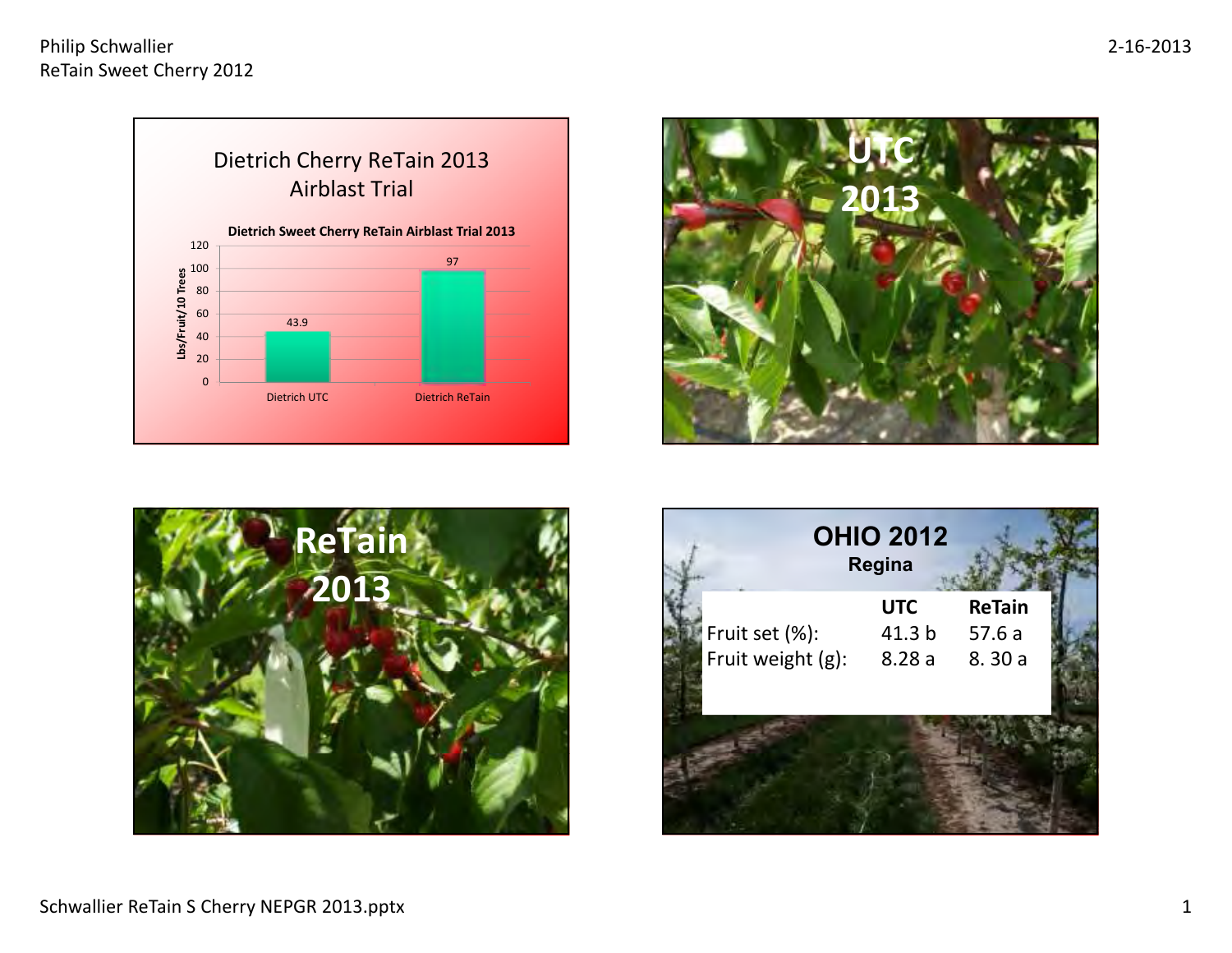## Dietrich Cherry ReTain 2013 Airblast Trial

**Dietrich Sweet Cherry ReTain Airblast Trial 2013**

| | Lbs/Fruit/10 Trees |
|---|---|
| Dietrich UTC | 43.9 |
| Dietrich ReTain | 97 |

**UTC 2013**

**ReTain 2013**

## OHIO 2012

**Regina**

| | UTC | ReTain |
|---|---|---|
| Fruit set (%): | 41.3 b | 57.6 a |
| Fruit weight (g): | 8.28 a | 8. 30 a |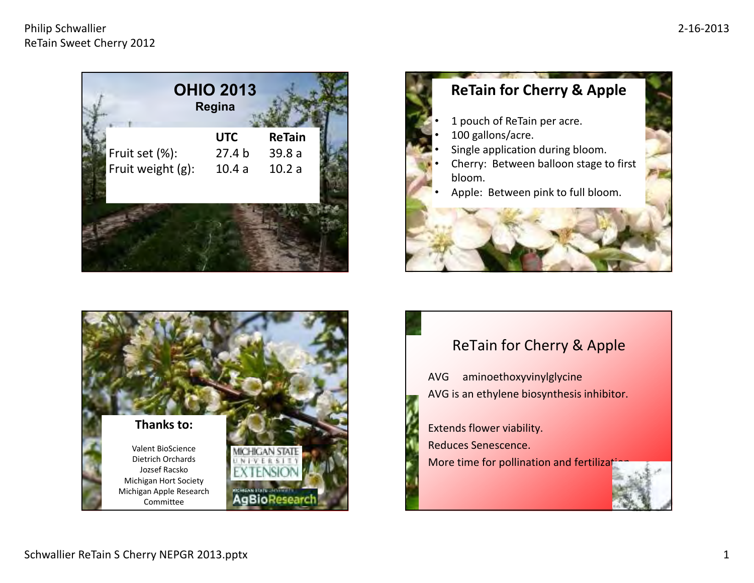## OHIO 2013

### Regina

| | UTC | ReTain |
|---|---|---|
| Fruit set (%): | 27.4 b | 39.8 a |
| Fruit weight (g): | 10.4 a | 10.2 a |

## ReTain for Cherry & Apple

- 1 pouch of ReTain per acre.
- 100 gallons/acre.
- Single application during bloom.
- Cherry: Between balloon stage to first bloom.
- Apple: Between pink to full bloom.

## Thanks to:

Valent BioScience
Dietrich Orchards
Jozsef Racsko
Michigan Hort Society
Michigan Apple Research Committee

MICHIGAN STATE UNIVERSITY EXTENSION

MICHIGAN STATE UNIVERSITY AgBioResearch

## ReTain for Cherry & Apple

AVG aminoethoxyvinylglycine

AVG is an ethylene biosynthesis inhibitor.

Extends flower viability.

Reduces Senescence.

More time for pollination and fertilization.